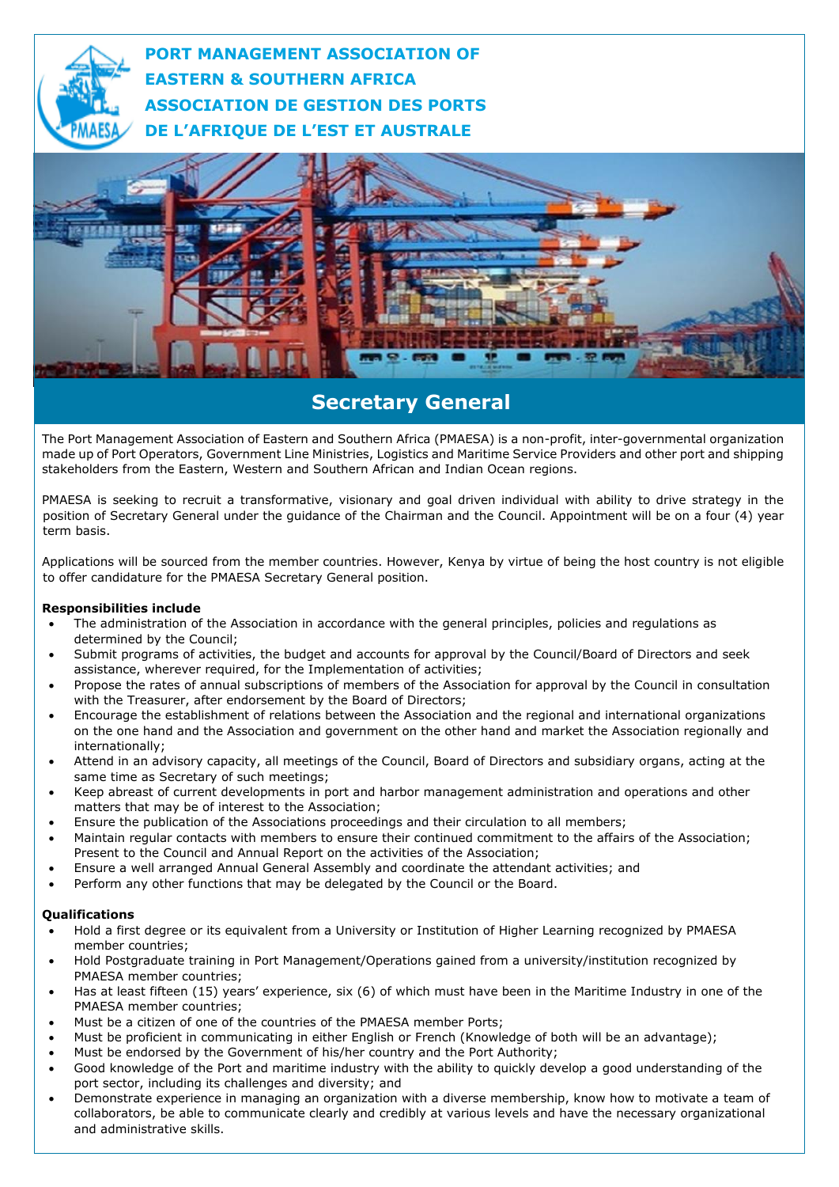# PORT MANAGEMENT ASSOCIATION OF EASTERN & SOUTHERN AFRICA

# ASSOCIATION DE GESTION DES PORTS DE L'AFRIQUE DE L'EST ET AUSTRALE

## Secretary General

The Port Management Association of Eastern and Southern Africa (PMAESA) is a non-profit, inter-governmental organization made up of Port Operators, Government Line Ministries, Logistics and Maritime Service Providers and other port and shipping stakeholders from the Eastern, Western and Southern African and Indian Ocean regions.

PMAESA is seeking to recruit a transformative, visionary and goal driven individual with ability to drive strategy in the position of Secretary General under the guidance of the Chairman and the Council. Appointment will be on a four (4) year term basis.

Applications will be sourced from the member countries. However, Kenya by virtue of being the host country is not eligible to offer candidature for the PMAESA Secretary General position.

**Responsibilities include**

- The administration of the Association in accordance with the general principles, policies and regulations as determined by the Council;
- Submit programs of activities, the budget and accounts for approval by the Council/Board of Directors and seek assistance, wherever required, for the Implementation of activities;
- Propose the rates of annual subscriptions of members of the Association for approval by the Council in consultation with the Treasurer, after endorsement by the Board of Directors;
- Encourage the establishment of relations between the Association and the regional and international organizations on the one hand and the Association and government on the other hand and market the Association regionally and internationally;
- Attend in an advisory capacity, all meetings of the Council, Board of Directors and subsidiary organs, acting at the same time as Secretary of such meetings;
- Keep abreast of current developments in port and harbor management administration and operations and other matters that may be of interest to the Association;
- Ensure the publication of the Associations proceedings and their circulation to all members;
- Maintain regular contacts with members to ensure their continued commitment to the affairs of the Association; Present to the Council and Annual Report on the activities of the Association;
- Ensure a well arranged Annual General Assembly and coordinate the attendant activities; and
- Perform any other functions that may be delegated by the Council or the Board.

**Qualifications**

- Hold a first degree or its equivalent from a University or Institution of Higher Learning recognized by PMAESA member countries;
- Hold Postgraduate training in Port Management/Operations gained from a university/institution recognized by PMAESA member countries;
- Has at least fifteen (15) years' experience, six (6) of which must have been in the Maritime Industry in one of the PMAESA member countries;
- Must be a citizen of one of the countries of the PMAESA member Ports;
- Must be proficient in communicating in either English or French (Knowledge of both will be an advantage);
- Must be endorsed by the Government of his/her country and the Port Authority;
- Good knowledge of the Port and maritime industry with the ability to quickly develop a good understanding of the port sector, including its challenges and diversity; and
- Demonstrate experience in managing an organization with a diverse membership, know how to motivate a team of collaborators, be able to communicate clearly and credibly at various levels and have the necessary organizational and administrative skills.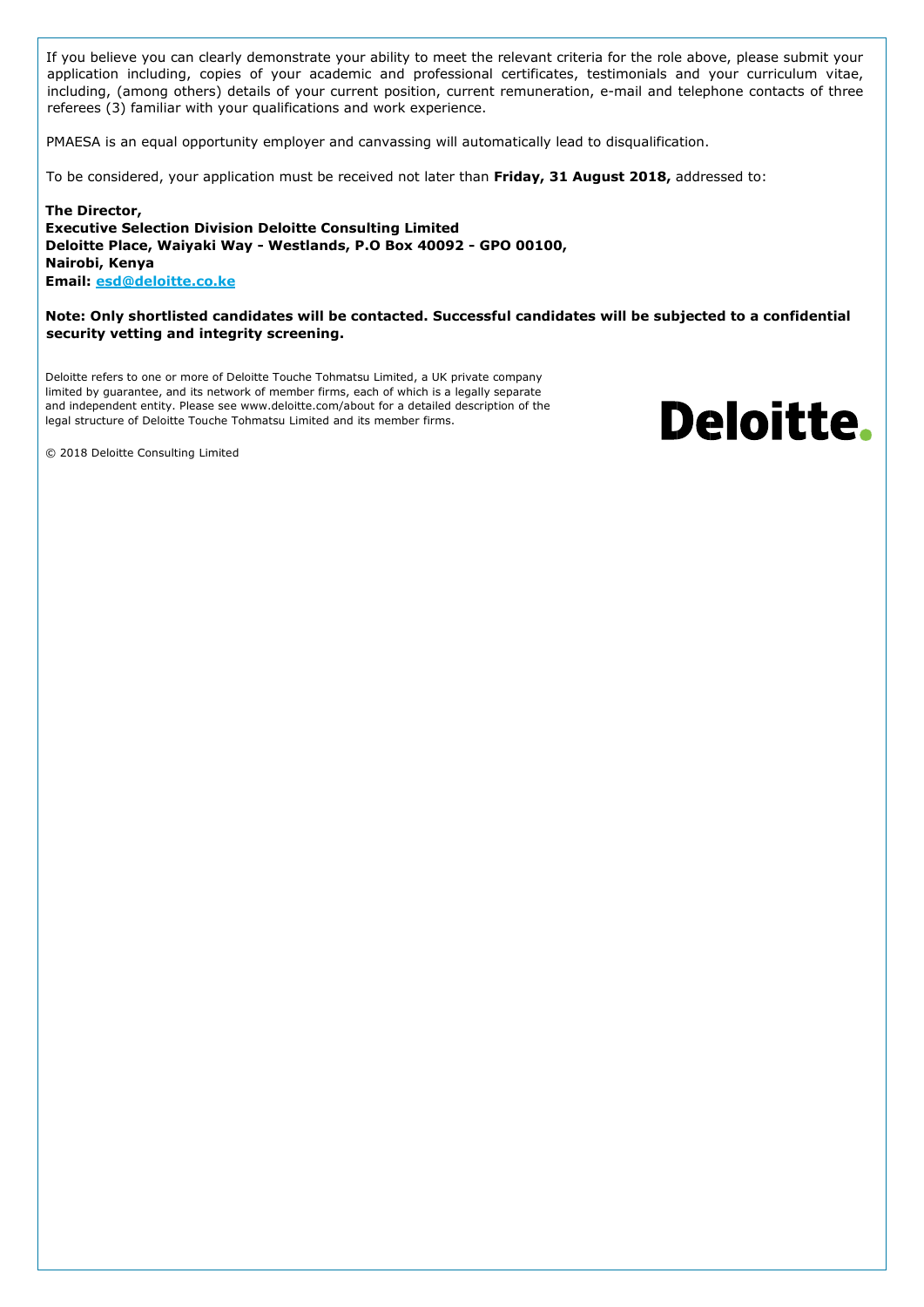If you believe you can clearly demonstrate your ability to meet the relevant criteria for the role above, please submit your application including, copies of your academic and professional certificates, testimonials and your curriculum vitae, including, (among others) details of your current position, current remuneration, e-mail and telephone contacts of three referees (3) familiar with your qualifications and work experience.

PMAESA is an equal opportunity employer and canvassing will automatically lead to disqualification.

To be considered, your application must be received not later than **Friday, 31 August 2018,** addressed to:

**The Director,**
**Executive Selection Division Deloitte Consulting Limited**
**Deloitte Place, Waiyaki Way - Westlands, P.O Box 40092 - GPO 00100,**
**Nairobi, Kenya**
**Email: esd@deloitte.co.ke**

**Note: Only shortlisted candidates will be contacted. Successful candidates will be subjected to a confidential security vetting and integrity screening.**

Deloitte refers to one or more of Deloitte Touche Tohmatsu Limited, a UK private company limited by guarantee, and its network of member firms, each of which is a legally separate and independent entity. Please see www.deloitte.com/about for a detailed description of the legal structure of Deloitte Touche Tohmatsu Limited and its member firms.

© 2018 Deloitte Consulting Limited

Deloitte.